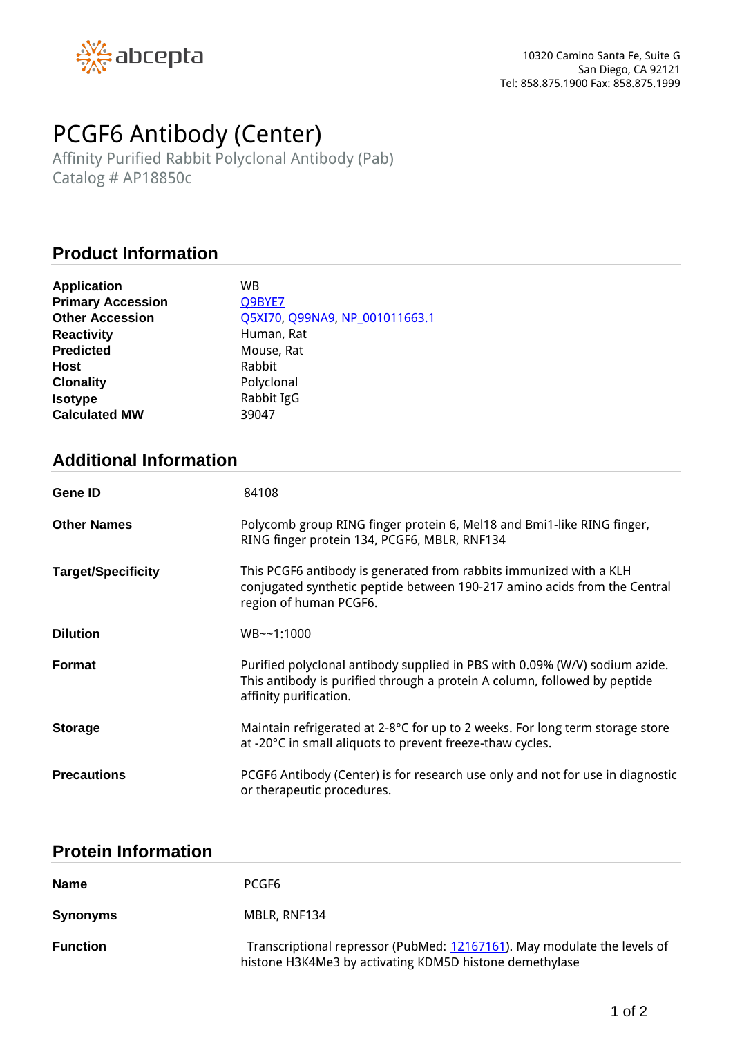abcepta

10320 Camino Santa Fe, Suite G
San Diego, CA 92121
Tel: 858.875.1900 Fax: 858.875.1999

# PCGF6 Antibody (Center)

Affinity Purified Rabbit Polyclonal Antibody (Pab)
Catalog # AP18850c

## Product Information

| | |
|---|---|
| **Application** | WB |
| **Primary Accession** | Q9BYE7 |
| **Other Accession** | Q5XI70, Q99NA9, NP_001011663.1 |
| **Reactivity** | Human, Rat |
| **Predicted** | Mouse, Rat |
| **Host** | Rabbit |
| **Clonality** | Polyclonal |
| **Isotype** | Rabbit IgG |
| **Calculated MW** | 39047 |

## Additional Information

| | |
|---|---|
| **Gene ID** | 84108 |
| **Other Names** | Polycomb group RING finger protein 6, Mel18 and Bmi1-like RING finger, RING finger protein 134, PCGF6, MBLR, RNF134 |
| **Target/Specificity** | This PCGF6 antibody is generated from rabbits immunized with a KLH conjugated synthetic peptide between 190-217 amino acids from the Central region of human PCGF6. |
| **Dilution** | WB~~1:1000 |
| **Format** | Purified polyclonal antibody supplied in PBS with 0.09% (W/V) sodium azide. This antibody is purified through a protein A column, followed by peptide affinity purification. |
| **Storage** | Maintain refrigerated at 2-8°C for up to 2 weeks. For long term storage store at -20°C in small aliquots to prevent freeze-thaw cycles. |
| **Precautions** | PCGF6 Antibody (Center) is for research use only and not for use in diagnostic or therapeutic procedures. |

## Protein Information

| | |
|---|---|
| **Name** | PCGF6 |
| **Synonyms** | MBLR, RNF134 |
| **Function** | Transcriptional repressor (PubMed: 12167161). May modulate the levels of histone H3K4Me3 by activating KDM5D histone demethylase |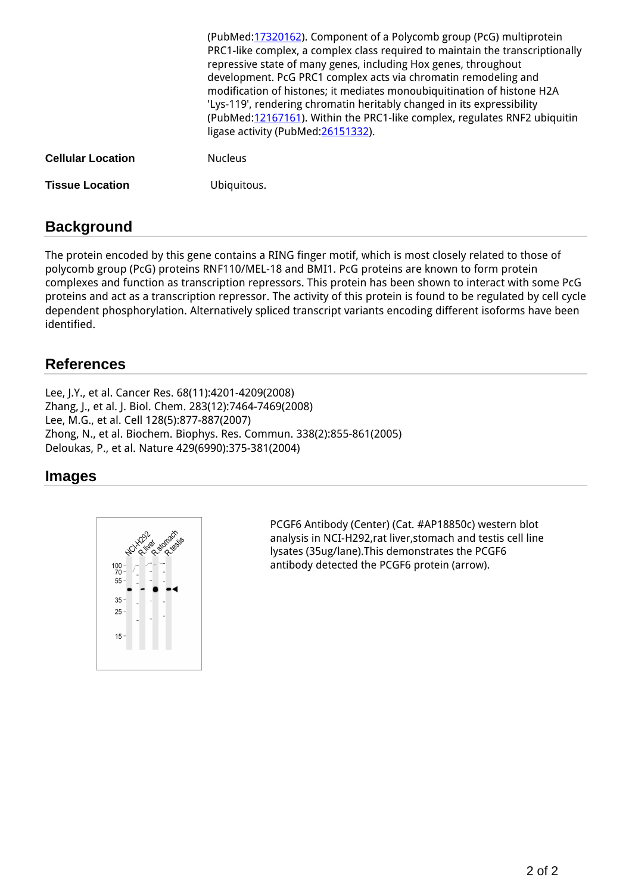(PubMed:17320162). Component of a Polycomb group (PcG) multiprotein PRC1-like complex, a complex class required to maintain the transcriptionally repressive state of many genes, including Hox genes, throughout development. PcG PRC1 complex acts via chromatin remodeling and modification of histones; it mediates monoubiquitination of histone H2A 'Lys-119', rendering chromatin heritably changed in its expressibility (PubMed:12167161). Within the PRC1-like complex, regulates RNF2 ubiquitin ligase activity (PubMed:26151332).

| | |
|---|---|
| **Cellular Location** | Nucleus |
| **Tissue Location** | Ubiquitous. |

## Background

The protein encoded by this gene contains a RING finger motif, which is most closely related to those of polycomb group (PcG) proteins RNF110/MEL-18 and BMI1. PcG proteins are known to form protein complexes and function as transcription repressors. This protein has been shown to interact with some PcG proteins and act as a transcription repressor. The activity of this protein is found to be regulated by cell cycle dependent phosphorylation. Alternatively spliced transcript variants encoding different isoforms have been identified.

## References

Lee, J.Y., et al. Cancer Res. 68(11):4201-4209(2008)
Zhang, J., et al. J. Biol. Chem. 283(12):7464-7469(2008)
Lee, M.G., et al. Cell 128(5):877-887(2007)
Zhong, N., et al. Biochem. Biophys. Res. Commun. 338(2):855-861(2005)
Deloukas, P., et al. Nature 429(6990):375-381(2004)

## Images

NCI-H292
R.liver
R.stomach
R.testis
100
70
55
35
25
15

PCGF6 Antibody (Center) (Cat. #AP18850c) western blot analysis in NCI-H292,rat liver,stomach and testis cell line lysates (35ug/lane).This demonstrates the PCGF6 antibody detected the PCGF6 protein (arrow).